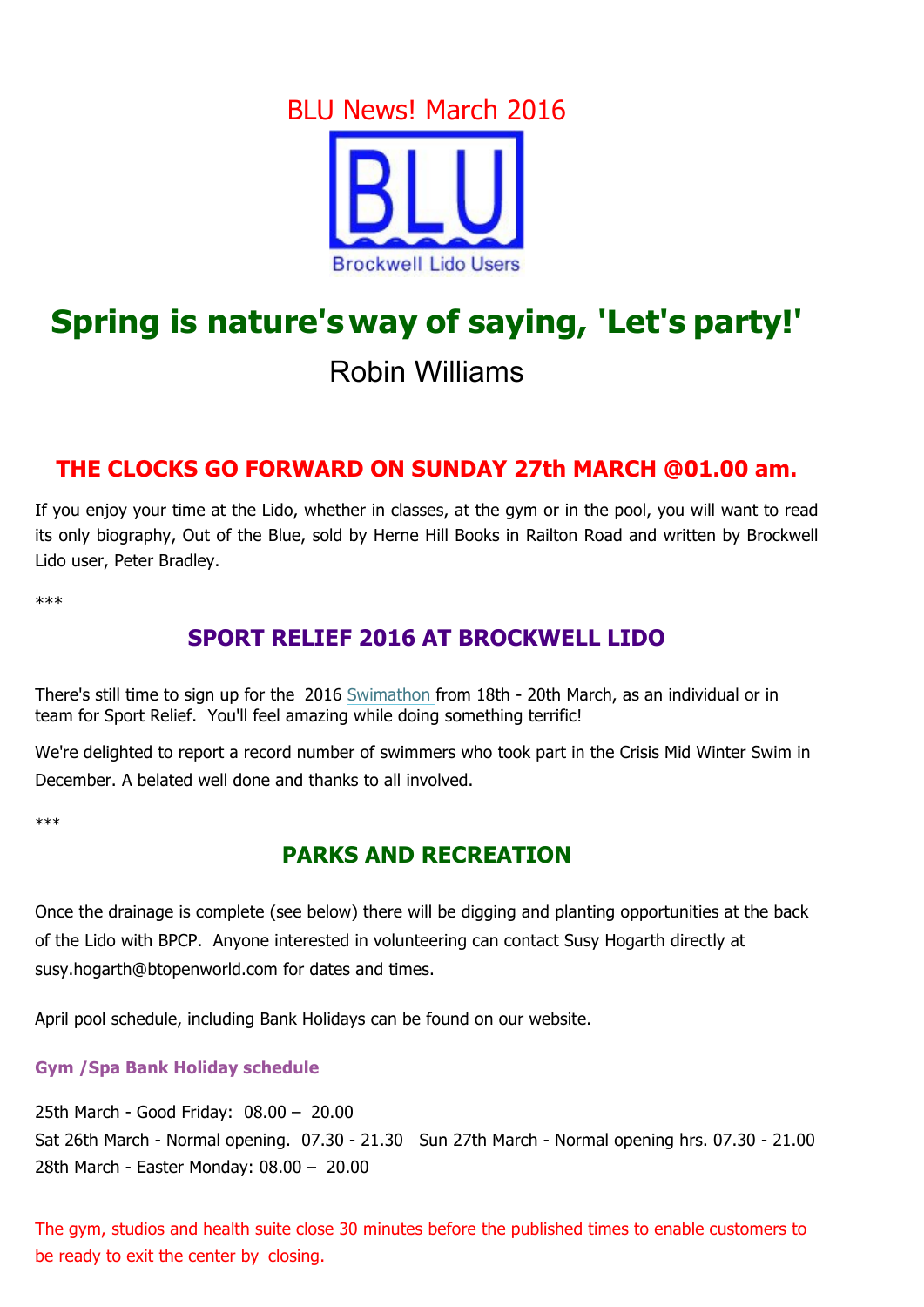# BLU News! March 2016

BLU

Brockwell Lido Users

## Spring is nature's way of saying, 'Let's party!'

Robin Williams

## THE CLOCKS GO FORWARD ON SUNDAY 27th MARCH @01.00 am.

If you enjoy your time at the Lido, whether in classes, at the gym or in the pool, you will want to read its only biography, Out of the Blue, sold by Herne Hill Books in Railton Road and written by Brockwell Lido user, Peter Bradley.

***

## SPORT RELIEF 2016 AT BROCKWELL LIDO

There's still time to sign up for the 2016 Swimathon from 18th - 20th March, as an individual or in team for Sport Relief. You'll feel amazing while doing something terrific!

We're delighted to report a record number of swimmers who took part in the Crisis Mid Winter Swim in December. A belated well done and thanks to all involved.

***

## PARKS AND RECREATION

Once the drainage is complete (see below) there will be digging and planting opportunities at the back of the Lido with BPCP. Anyone interested in volunteering can contact Susy Hogarth directly at susy.hogarth@btopenworld.com for dates and times.

April pool schedule, including Bank Holidays can be found on our website.

**Gym /Spa Bank Holiday schedule**

25th March - Good Friday: 08.00 – 20.00
Sat 26th March - Normal opening. 07.30 - 21.30 Sun 27th March - Normal opening hrs. 07.30 - 21.00
28th March - Easter Monday: 08.00 – 20.00

The gym, studios and health suite close 30 minutes before the published times to enable customers to be ready to exit the center by closing.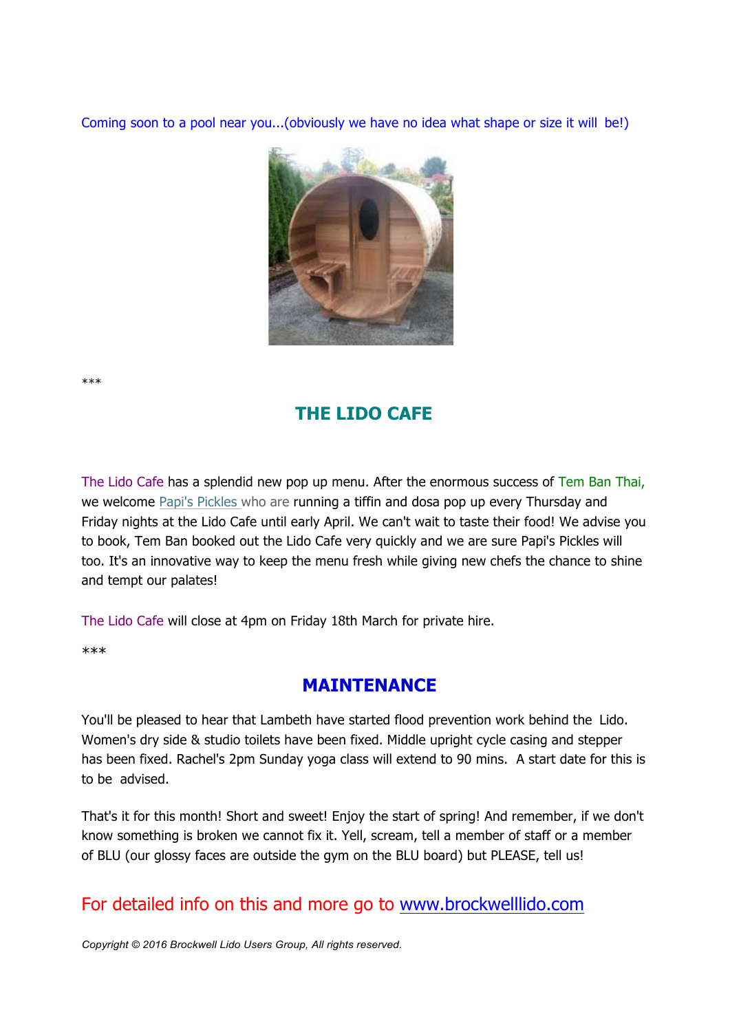Coming soon to a pool near you...(obviously we have no idea what shape or size it will be!)

***

## THE LIDO CAFE

The Lido Cafe has a splendid new pop up menu. After the enormous success of Tem Ban Thai, we welcome Papi's Pickles who are running a tiffin and dosa pop up every Thursday and Friday nights at the Lido Cafe until early April. We can't wait to taste their food! We advise you to book, Tem Ban booked out the Lido Cafe very quickly and we are sure Papi's Pickles will too. It's an innovative way to keep the menu fresh while giving new chefs the chance to shine and tempt our palates!

The Lido Cafe will close at 4pm on Friday 18th March for private hire.

***

## MAINTENANCE

You'll be pleased to hear that Lambeth have started flood prevention work behind the Lido. Women's dry side & studio toilets have been fixed. Middle upright cycle casing and stepper has been fixed. Rachel's 2pm Sunday yoga class will extend to 90 mins. A start date for this is to be advised.

That's it for this month! Short and sweet! Enjoy the start of spring! And remember, if we don't know something is broken we cannot fix it. Yell, scream, tell a member of staff or a member of BLU (our glossy faces are outside the gym on the BLU board) but PLEASE, tell us!

For detailed info on this and more go to [www.brockwelllido.com](http://www.brockwelllido.com)

*Copyright © 2016 Brockwell Lido Users Group, All rights reserved.*